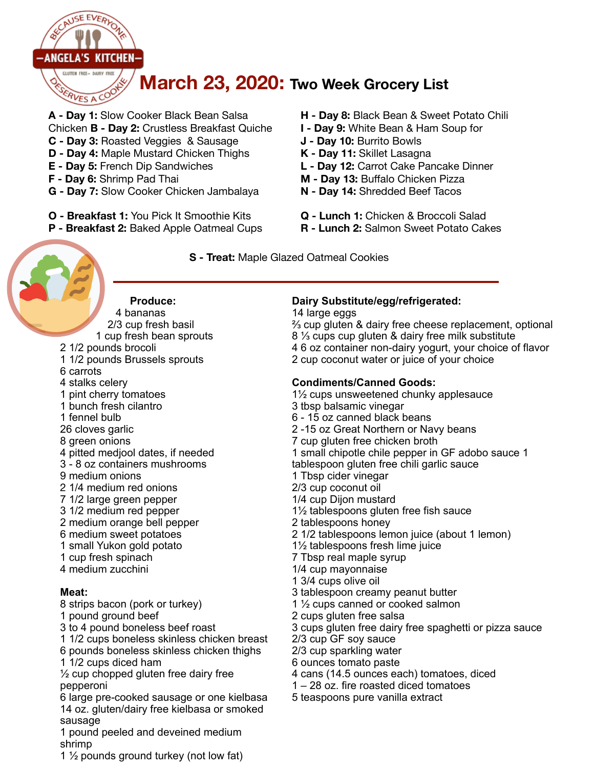# March 23, 2020: Two Week Grocery List

**A - Day 1:** Slow Cooker Black Bean Salsa Chicken
**B - Day 2:** Crustless Breakfast Quiche
**C - Day 3:** Roasted Veggies & Sausage
**D - Day 4:** Maple Mustard Chicken Thighs
**E - Day 5:** French Dip Sandwiches
**F - Day 6:** Shrimp Pad Thai
**G - Day 7:** Slow Cooker Chicken Jambalaya
**H - Day 8:** Black Bean & Sweet Potato Chili
**I - Day 9:** White Bean & Ham Soup for
**J - Day 10:** Burrito Bowls
**K - Day 11:** Skillet Lasagna
**L - Day 12:** Carrot Cake Pancake Dinner
**M - Day 13:** Buffalo Chicken Pizza
**N - Day 14:** Shredded Beef Tacos

**O - Breakfast 1:** You Pick It Smoothie Kits
**P - Breakfast 2:** Baked Apple Oatmeal Cups
**Q - Lunch 1:** Chicken & Broccoli Salad
**R - Lunch 2:** Salmon Sweet Potato Cakes

**S - Treat:** Maple Glazed Oatmeal Cookies

---

**Produce:**
- 4 bananas
- 2/3 cup fresh basil
- 1 cup fresh bean sprouts
- 2 1/2 pounds brocoli
- 1 1/2 pounds Brussels sprouts
- 6 carrots
- 4 stalks celery
- 1 pint cherry tomatoes
- 1 bunch fresh cilantro
- 1 fennel bulb
- 26 cloves garlic
- 8 green onions
- 4 pitted medjool dates, if needed
- 3 - 8 oz containers mushrooms
- 9 medium onions
- 2 1/4 medium red onions
- 7 1/2 large green pepper
- 3 1/2 medium red pepper
- 2 medium orange bell pepper
- 6 medium sweet potatoes
- 1 small Yukon gold potato
- 1 cup fresh spinach
- 4 medium zucchini

**Meat:**
- 8 strips bacon (pork or turkey)
- 1 pound ground beef
- 3 to 4 pound boneless beef roast
- 1 1/2 cups boneless skinless chicken breast
- 6 pounds boneless skinless chicken thighs
- 1 1/2 cups diced ham
- ½ cup chopped gluten free dairy free pepperoni
- 6 large pre-cooked sausage or one kielbasa
- 14 oz. gluten/dairy free kielbasa or smoked sausage
- 1 pound peeled and deveined medium shrimp
- 1 ½ pounds ground turkey (not low fat)

**Dairy Substitute/egg/refrigerated:**
- 14 large eggs
- ⅔ cup gluten & dairy free cheese replacement, optional
- 8 ⅓ cups cup gluten & dairy free milk substitute
- 4 6 oz container non-dairy yogurt, your choice of flavor
- 2 cup coconut water or juice of your choice

**Condiments/Canned Goods:**
- 1½ cups unsweetened chunky applesauce
- 3 tbsp balsamic vinegar
- 6 - 15 oz canned black beans
- 2 -15 oz Great Northern or Navy beans
- 7 cup gluten free chicken broth
- 1 small chipotle chile pepper in GF adobo sauce
- 1 tablespoon gluten free chili garlic sauce
- 1 Tbsp cider vinegar
- 2/3 cup coconut oil
- 1/4 cup Dijon mustard
- 1½ tablespoons gluten free fish sauce
- 2 tablespoons honey
- 2 1/2 tablespoons lemon juice (about 1 lemon)
- 1½ tablespoons fresh lime juice
- 7 Tbsp real maple syrup
- 1/4 cup mayonnaise
- 1 3/4 cups olive oil
- 3 tablespoon creamy peanut butter
- 1 ½ cups canned or cooked salmon
- 2 cups gluten free salsa
- 3 cups gluten free dairy free spaghetti or pizza sauce
- 2/3 cup GF soy sauce
- 2/3 cup sparkling water
- 6 ounces tomato paste
- 4 cans (14.5 ounces each) tomatoes, diced
- 1 – 28 oz. fire roasted diced tomatoes
- 5 teaspoons pure vanilla extract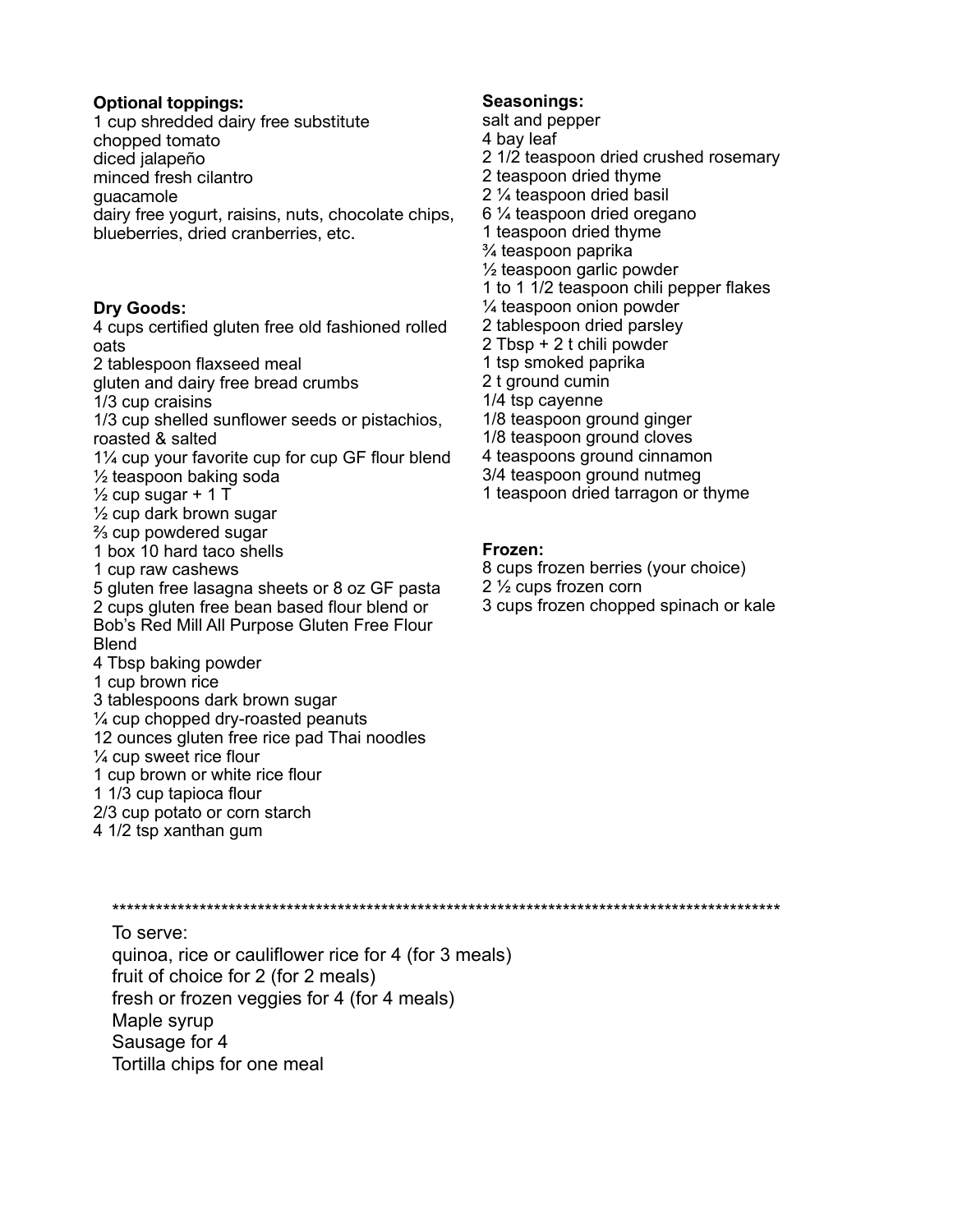**Optional toppings:**

1 cup shredded dairy free substitute
chopped tomato
diced jalapeño
minced fresh cilantro
guacamole
dairy free yogurt, raisins, nuts, chocolate chips, blueberries, dried cranberries, etc.

**Dry Goods:**

4 cups certified gluten free old fashioned rolled oats
2 tablespoon flaxseed meal
gluten and dairy free bread crumbs
1/3 cup craisins
1/3 cup shelled sunflower seeds or pistachios, roasted & salted
1¼ cup your favorite cup for cup GF flour blend
½ teaspoon baking soda
½ cup sugar + 1 T
½ cup dark brown sugar
⅔ cup powdered sugar
1 box 10 hard taco shells
1 cup raw cashews
5 gluten free lasagna sheets or 8 oz GF pasta
2 cups gluten free bean based flour blend or Bob's Red Mill All Purpose Gluten Free Flour Blend
4 Tbsp baking powder
1 cup brown rice
3 tablespoons dark brown sugar
¼ cup chopped dry-roasted peanuts
12 ounces gluten free rice pad Thai noodles
¼ cup sweet rice flour
1 cup brown or white rice flour
1 1/3 cup tapioca flour
2/3 cup potato or corn starch
4 1/2 tsp xanthan gum

**Seasonings:**

salt and pepper
4 bay leaf
2 1/2 teaspoon dried crushed rosemary
2 teaspoon dried thyme
2 ¼ teaspoon dried basil
6 ¼ teaspoon dried oregano
1 teaspoon dried thyme
¾ teaspoon paprika
½ teaspoon garlic powder
1 to 1 1/2 teaspoon chili pepper flakes
¼ teaspoon onion powder
2 tablespoon dried parsley
2 Tbsp + 2 t chili powder
1 tsp smoked paprika
2 t ground cumin
1/4 tsp cayenne
1/8 teaspoon ground ginger
1/8 teaspoon ground cloves
4 teaspoons ground cinnamon
3/4 teaspoon ground nutmeg
1 teaspoon dried tarragon or thyme

**Frozen:**

8 cups frozen berries (your choice)
2 ½ cups frozen corn
3 cups frozen chopped spinach or kale

***********************************************************************************************

To serve:
quinoa, rice or cauliflower rice for 4 (for 3 meals)
fruit of choice for 2 (for 2 meals)
fresh or frozen veggies for 4 (for 4 meals)
Maple syrup
Sausage for 4
Tortilla chips for one meal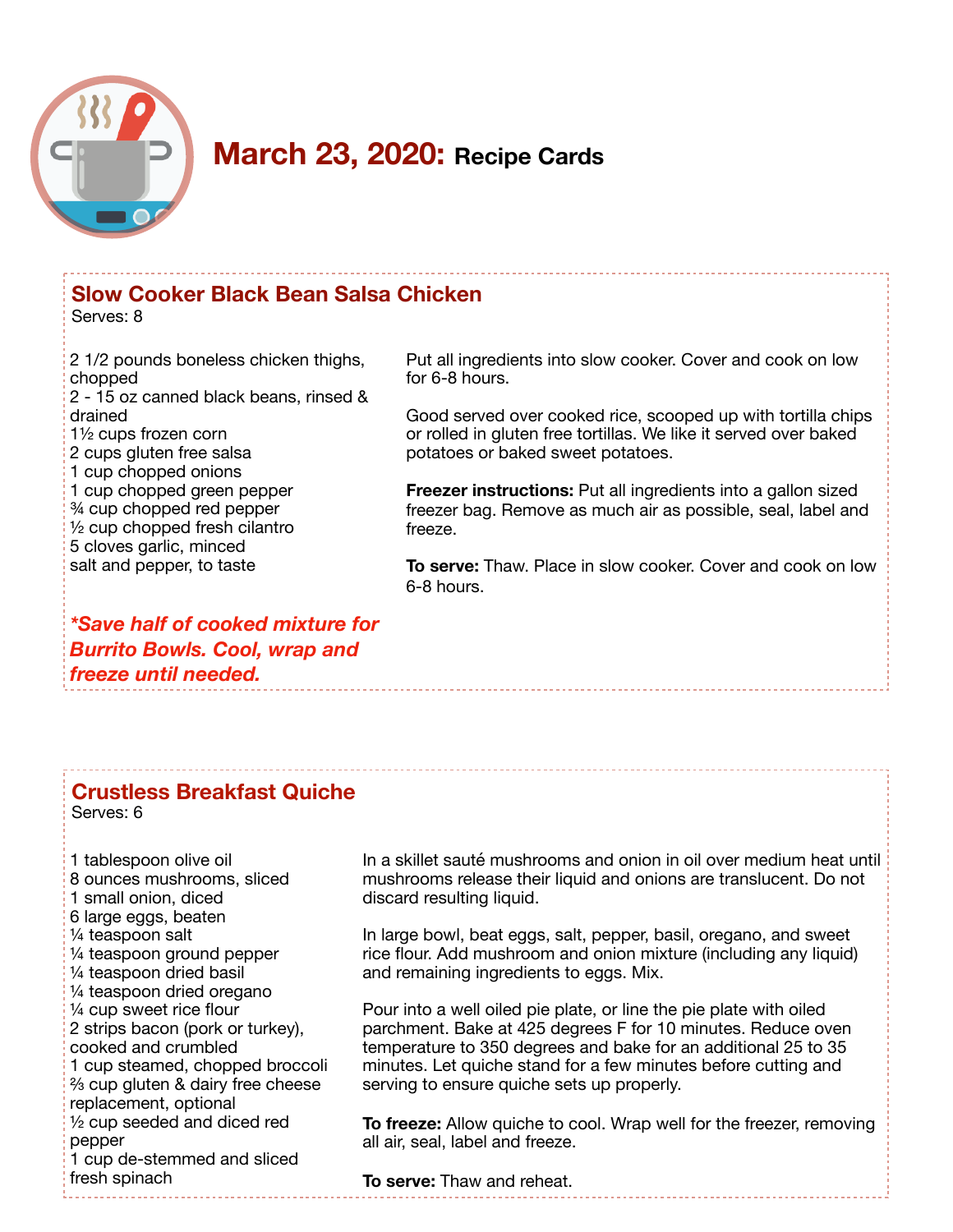# March 23, 2020: Recipe Cards

## Slow Cooker Black Bean Salsa Chicken

Serves: 8

2 1/2 pounds boneless chicken thighs, chopped
2 - 15 oz canned black beans, rinsed & drained
1½ cups frozen corn
2 cups gluten free salsa
1 cup chopped onions
1 cup chopped green pepper
¾ cup chopped red pepper
½ cup chopped fresh cilantro
5 cloves garlic, minced
salt and pepper, to taste

***Save half of cooked mixture for Burrito Bowls. Cool, wrap and freeze until needed.***

Put all ingredients into slow cooker. Cover and cook on low for 6-8 hours.

Good served over cooked rice, scooped up with tortilla chips or rolled in gluten free tortillas. We like it served over baked potatoes or baked sweet potatoes.

**Freezer instructions:** Put all ingredients into a gallon sized freezer bag. Remove as much air as possible, seal, label and freeze.

**To serve:** Thaw. Place in slow cooker. Cover and cook on low 6-8 hours.

## Crustless Breakfast Quiche

Serves: 6

1 tablespoon olive oil
8 ounces mushrooms, sliced
1 small onion, diced
6 large eggs, beaten
¼ teaspoon salt
¼ teaspoon ground pepper
¼ teaspoon dried basil
¼ teaspoon dried oregano
¼ cup sweet rice flour
2 strips bacon (pork or turkey), cooked and crumbled
1 cup steamed, chopped broccoli
⅔ cup gluten & dairy free cheese replacement, optional
½ cup seeded and diced red pepper
1 cup de-stemmed and sliced fresh spinach

In a skillet sauté mushrooms and onion in oil over medium heat until mushrooms release their liquid and onions are translucent. Do not discard resulting liquid.

In large bowl, beat eggs, salt, pepper, basil, oregano, and sweet rice flour. Add mushroom and onion mixture (including any liquid) and remaining ingredients to eggs. Mix.

Pour into a well oiled pie plate, or line the pie plate with oiled parchment. Bake at 425 degrees F for 10 minutes. Reduce oven temperature to 350 degrees and bake for an additional 25 to 35 minutes. Let quiche stand for a few minutes before cutting and serving to ensure quiche sets up properly.

**To freeze:** Allow quiche to cool. Wrap well for the freezer, removing all air, seal, label and freeze.

**To serve:** Thaw and reheat.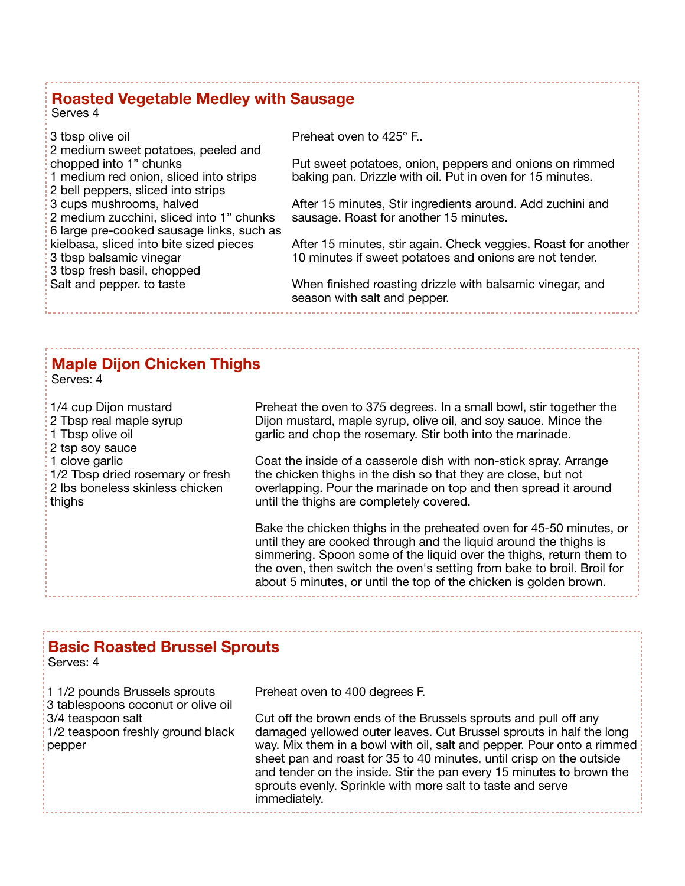## Roasted Vegetable Medley with Sausage

Serves 4

3 tbsp olive oil
2 medium sweet potatoes, peeled and chopped into 1" chunks
1 medium red onion, sliced into strips
2 bell peppers, sliced into strips
3 cups mushrooms, halved
2 medium zucchini, sliced into 1" chunks
6 large pre-cooked sausage links, such as kielbasa, sliced into bite sized pieces
3 tbsp balsamic vinegar
3 tbsp fresh basil, chopped
Salt and pepper. to taste

Preheat oven to 425° F..

Put sweet potatoes, onion, peppers and onions on rimmed baking pan. Drizzle with oil. Put in oven for 15 minutes.

After 15 minutes, Stir ingredients around. Add zuchini and sausage. Roast for another 15 minutes.

After 15 minutes, stir again. Check veggies. Roast for another 10 minutes if sweet potatoes and onions are not tender.

When finished roasting drizzle with balsamic vinegar, and season with salt and pepper.

## Maple Dijon Chicken Thighs

Serves: 4

1/4 cup Dijon mustard
2 Tbsp real maple syrup
1 Tbsp olive oil
2 tsp soy sauce
1 clove garlic
1/2 Tbsp dried rosemary or fresh
2 lbs boneless skinless chicken thighs

Preheat the oven to 375 degrees. In a small bowl, stir together the Dijon mustard, maple syrup, olive oil, and soy sauce. Mince the garlic and chop the rosemary. Stir both into the marinade.

Coat the inside of a casserole dish with non-stick spray. Arrange the chicken thighs in the dish so that they are close, but not overlapping. Pour the marinade on top and then spread it around until the thighs are completely covered.

Bake the chicken thighs in the preheated oven for 45-50 minutes, or until they are cooked through and the liquid around the thighs is simmering. Spoon some of the liquid over the thighs, return them to the oven, then switch the oven's setting from bake to broil. Broil for about 5 minutes, or until the top of the chicken is golden brown.

## Basic Roasted Brussel Sprouts

Serves: 4

1 1/2 pounds Brussels sprouts
3 tablespoons coconut or olive oil
3/4 teaspoon salt
1/2 teaspoon freshly ground black pepper

Preheat oven to 400 degrees F.

Cut off the brown ends of the Brussels sprouts and pull off any damaged yellowed outer leaves. Cut Brussel sprouts in half the long way. Mix them in a bowl with oil, salt and pepper. Pour onto a rimmed sheet pan and roast for 35 to 40 minutes, until crisp on the outside and tender on the inside. Stir the pan every 15 minutes to brown the sprouts evenly. Sprinkle with more salt to taste and serve immediately.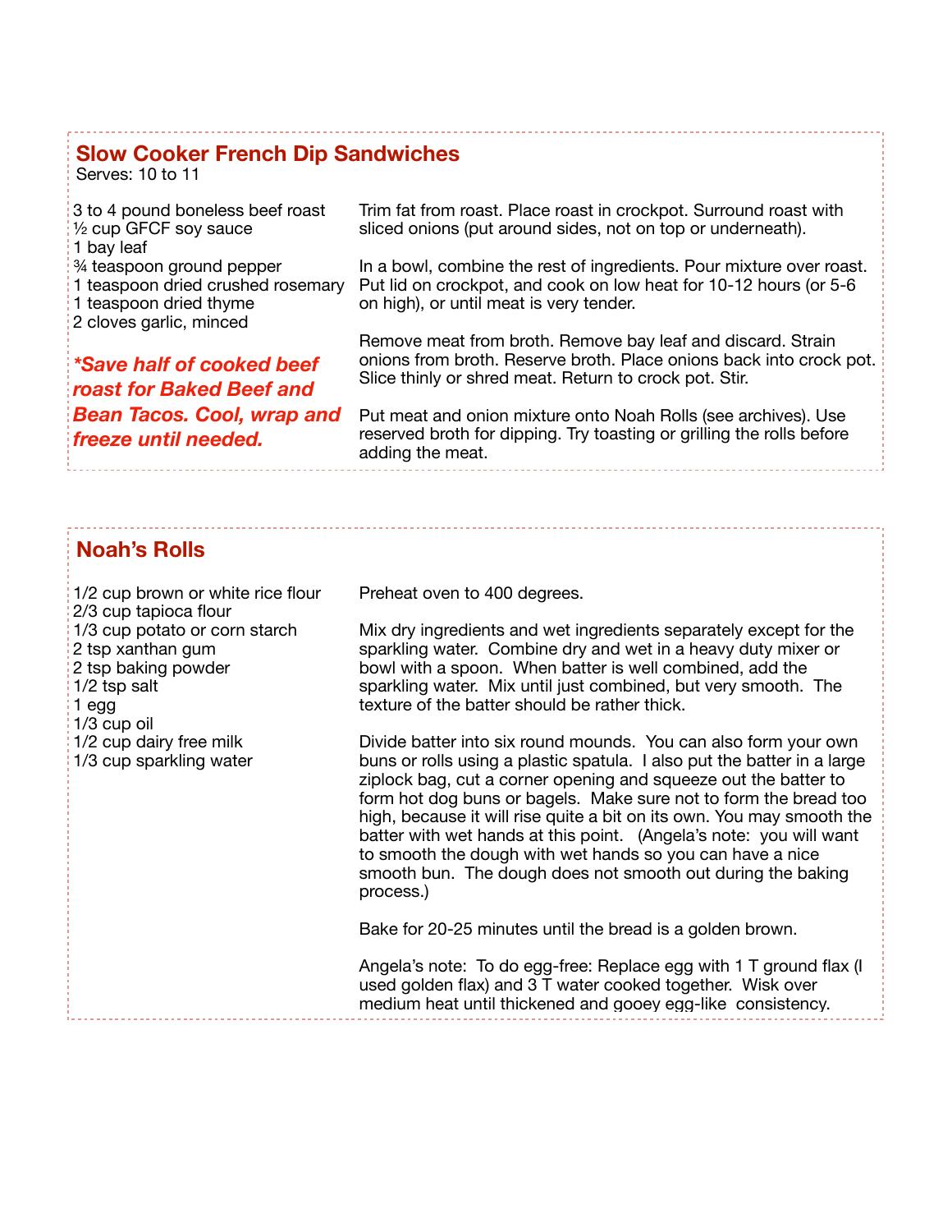## Slow Cooker French Dip Sandwiches

Serves: 10 to 11

- 3 to 4 pound boneless beef roast
- ½ cup GFCF soy sauce
- 1 bay leaf
- ¾ teaspoon ground pepper
- 1 teaspoon dried crushed rosemary
- 1 teaspoon dried thyme
- 2 cloves garlic, minced

***Save half of cooked beef roast for Baked Beef and Bean Tacos. Cool, wrap and freeze until needed.***

Trim fat from roast. Place roast in crockpot. Surround roast with sliced onions (put around sides, not on top or underneath).

In a bowl, combine the rest of ingredients. Pour mixture over roast. Put lid on crockpot, and cook on low heat for 10-12 hours (or 5-6 on high), or until meat is very tender.

Remove meat from broth. Remove bay leaf and discard. Strain onions from broth. Reserve broth. Place onions back into crock pot. Slice thinly or shred meat. Return to crock pot. Stir.

Put meat and onion mixture onto Noah Rolls (see archives). Use reserved broth for dipping. Try toasting or grilling the rolls before adding the meat.

## Noah's Rolls

- 1/2 cup brown or white rice flour
- 2/3 cup tapioca flour
- 1/3 cup potato or corn starch
- 2 tsp xanthan gum
- 2 tsp baking powder
- 1/2 tsp salt
- 1 egg
- 1/3 cup oil
- 1/2 cup dairy free milk
- 1/3 cup sparkling water

Preheat oven to 400 degrees.

Mix dry ingredients and wet ingredients separately except for the sparkling water. Combine dry and wet in a heavy duty mixer or bowl with a spoon. When batter is well combined, add the sparkling water. Mix until just combined, but very smooth. The texture of the batter should be rather thick.

Divide batter into six round mounds. You can also form your own buns or rolls using a plastic spatula. I also put the batter in a large ziplock bag, cut a corner opening and squeeze out the batter to form hot dog buns or bagels. Make sure not to form the bread too high, because it will rise quite a bit on its own. You may smooth the batter with wet hands at this point. (Angela's note: you will want to smooth the dough with wet hands so you can have a nice smooth bun. The dough does not smooth out during the baking process.)

Bake for 20-25 minutes until the bread is a golden brown.

Angela's note: To do egg-free: Replace egg with 1 T ground flax (I used golden flax) and 3 T water cooked together. Wisk over medium heat until thickened and gooey egg-like consistency.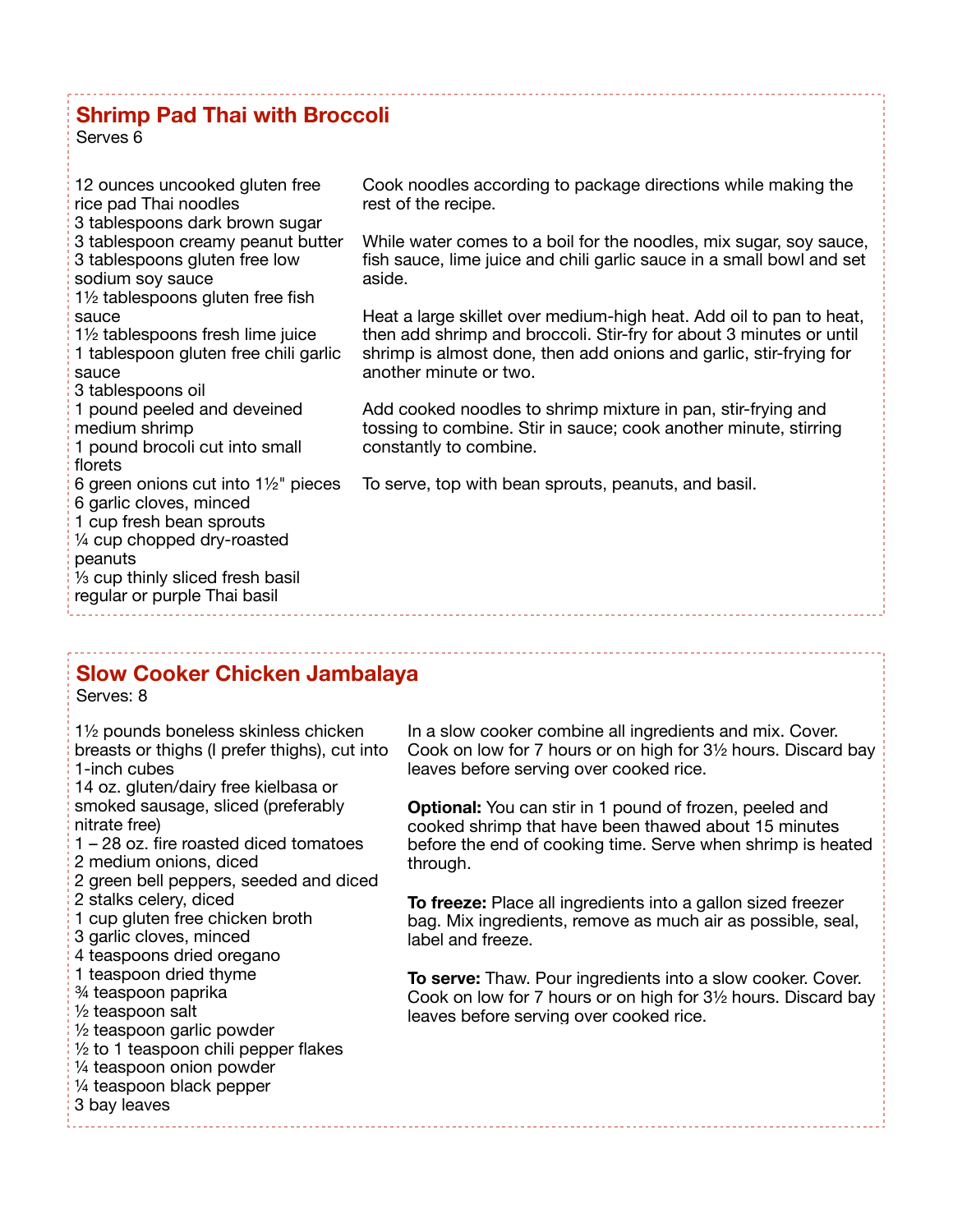## Shrimp Pad Thai with Broccoli

Serves 6

- 12 ounces uncooked gluten free rice pad Thai noodles
- 3 tablespoons dark brown sugar
- 3 tablespoon creamy peanut butter
- 3 tablespoons gluten free low sodium soy sauce
- 1½ tablespoons gluten free fish sauce
- 1½ tablespoons fresh lime juice
- 1 tablespoon gluten free chili garlic sauce
- 3 tablespoons oil
- 1 pound peeled and deveined medium shrimp
- 1 pound brocoli cut into small florets
- 6 green onions cut into 1½" pieces
- 6 garlic cloves, minced
- 1 cup fresh bean sprouts
- ¼ cup chopped dry-roasted peanuts
- ⅓ cup thinly sliced fresh basil regular or purple Thai basil

Cook noodles according to package directions while making the rest of the recipe.

While water comes to a boil for the noodles, mix sugar, soy sauce, fish sauce, lime juice and chili garlic sauce in a small bowl and set aside.

Heat a large skillet over medium-high heat. Add oil to pan to heat, then add shrimp and broccoli. Stir-fry for about 3 minutes or until shrimp is almost done, then add onions and garlic, stir-frying for another minute or two.

Add cooked noodles to shrimp mixture in pan, stir-frying and tossing to combine. Stir in sauce; cook another minute, stirring constantly to combine.

To serve, top with bean sprouts, peanuts, and basil.

## Slow Cooker Chicken Jambalaya

Serves: 8

- 1½ pounds boneless skinless chicken breasts or thighs (I prefer thighs), cut into 1-inch cubes
- 14 oz. gluten/dairy free kielbasa or smoked sausage, sliced (preferably nitrate free)
- 1 – 28 oz. fire roasted diced tomatoes
- 2 medium onions, diced
- 2 green bell peppers, seeded and diced
- 2 stalks celery, diced
- 1 cup gluten free chicken broth
- 3 garlic cloves, minced
- 4 teaspoons dried oregano
- 1 teaspoon dried thyme
- ¾ teaspoon paprika
- ½ teaspoon salt
- ½ teaspoon garlic powder
- ½ to 1 teaspoon chili pepper flakes
- ¼ teaspoon onion powder
- ¼ teaspoon black pepper
- 3 bay leaves

In a slow cooker combine all ingredients and mix. Cover. Cook on low for 7 hours or on high for 3½ hours. Discard bay leaves before serving over cooked rice.

**Optional:** You can stir in 1 pound of frozen, peeled and cooked shrimp that have been thawed about 15 minutes before the end of cooking time. Serve when shrimp is heated through.

**To freeze:** Place all ingredients into a gallon sized freezer bag. Mix ingredients, remove as much air as possible, seal, label and freeze.

**To serve:** Thaw. Pour ingredients into a slow cooker. Cover. Cook on low for 7 hours or on high for 3½ hours. Discard bay leaves before serving over cooked rice.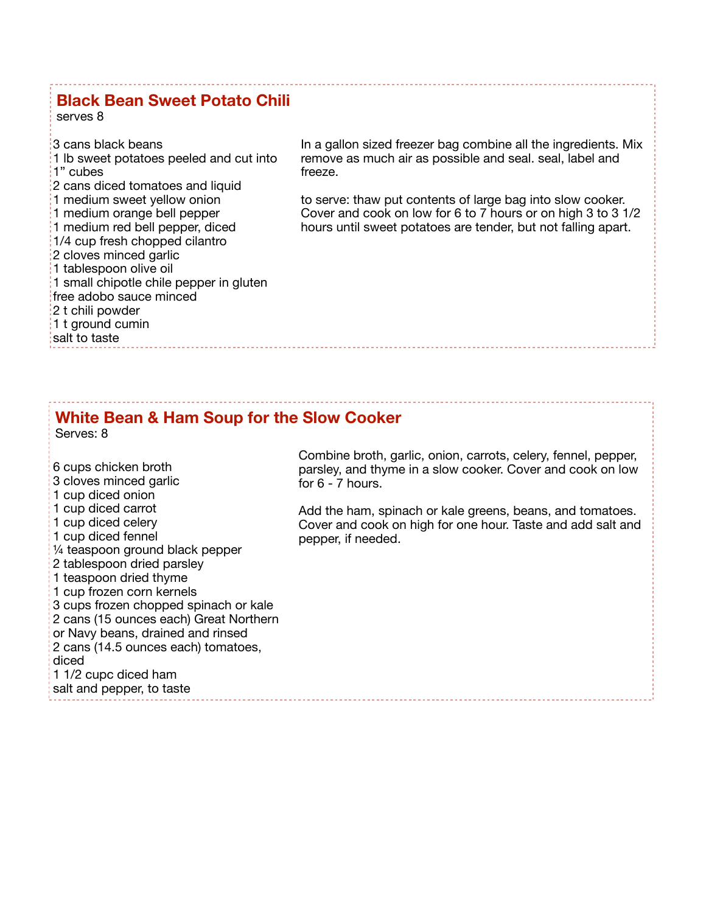## Black Bean Sweet Potato Chili

serves 8

3 cans black beans
1 lb sweet potatoes peeled and cut into 1" cubes
2 cans diced tomatoes and liquid
1 medium sweet yellow onion
1 medium orange bell pepper
1 medium red bell pepper, diced
1/4 cup fresh chopped cilantro
2 cloves minced garlic
1 tablespoon olive oil
1 small chipotle chile pepper in gluten free adobo sauce minced
2 t chili powder
1 t ground cumin
salt to taste

In a gallon sized freezer bag combine all the ingredients. Mix remove as much air as possible and seal. seal, label and freeze.

to serve: thaw put contents of large bag into slow cooker. Cover and cook on low for 6 to 7 hours or on high 3 to 3 1/2 hours until sweet potatoes are tender, but not falling apart.

## White Bean & Ham Soup for the Slow Cooker

Serves: 8

6 cups chicken broth
3 cloves minced garlic
1 cup diced onion
1 cup diced carrot
1 cup diced celery
1 cup diced fennel
¼ teaspoon ground black pepper
2 tablespoon dried parsley
1 teaspoon dried thyme
1 cup frozen corn kernels
3 cups frozen chopped spinach or kale
2 cans (15 ounces each) Great Northern or Navy beans, drained and rinsed
2 cans (14.5 ounces each) tomatoes, diced
1 1/2 cupc diced ham
salt and pepper, to taste

Combine broth, garlic, onion, carrots, celery, fennel, pepper, parsley, and thyme in a slow cooker. Cover and cook on low for 6 - 7 hours.

Add the ham, spinach or kale greens, beans, and tomatoes. Cover and cook on high for one hour. Taste and add salt and pepper, if needed.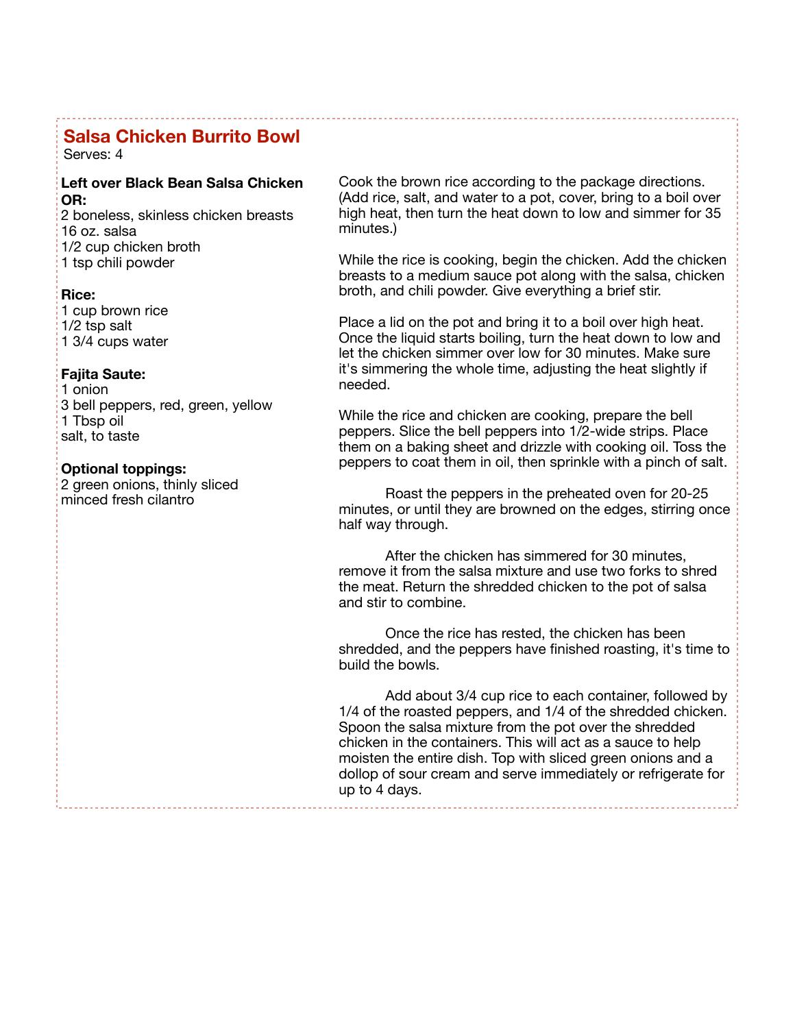## Salsa Chicken Burrito Bowl

Serves: 4

**Left over Black Bean Salsa Chicken OR:**

2 boneless, skinless chicken breasts
16 oz. salsa
1/2 cup chicken broth
1 tsp chili powder

**Rice:**

1 cup brown rice
1/2 tsp salt
1 3/4 cups water

**Fajita Saute:**

1 onion
3 bell peppers, red, green, yellow
1 Tbsp oil
salt, to taste

**Optional toppings:**

2 green onions, thinly sliced
minced fresh cilantro

Cook the brown rice according to the package directions. (Add rice, salt, and water to a pot, cover, bring to a boil over high heat, then turn the heat down to low and simmer for 35 minutes.)

While the rice is cooking, begin the chicken. Add the chicken breasts to a medium sauce pot along with the salsa, chicken broth, and chili powder. Give everything a brief stir.

Place a lid on the pot and bring it to a boil over high heat. Once the liquid starts boiling, turn the heat down to low and let the chicken simmer over low for 30 minutes. Make sure it's simmering the whole time, adjusting the heat slightly if needed.

While the rice and chicken are cooking, prepare the bell peppers. Slice the bell peppers into 1/2-wide strips. Place them on a baking sheet and drizzle with cooking oil. Toss the peppers to coat them in oil, then sprinkle with a pinch of salt.

Roast the peppers in the preheated oven for 20-25 minutes, or until they are browned on the edges, stirring once half way through.

After the chicken has simmered for 30 minutes, remove it from the salsa mixture and use two forks to shred the meat. Return the shredded chicken to the pot of salsa and stir to combine.

Once the rice has rested, the chicken has been shredded, and the peppers have finished roasting, it's time to build the bowls.

Add about 3/4 cup rice to each container, followed by 1/4 of the roasted peppers, and 1/4 of the shredded chicken. Spoon the salsa mixture from the pot over the shredded chicken in the containers. This will act as a sauce to help moisten the entire dish. Top with sliced green onions and a dollop of sour cream and serve immediately or refrigerate for up to 4 days.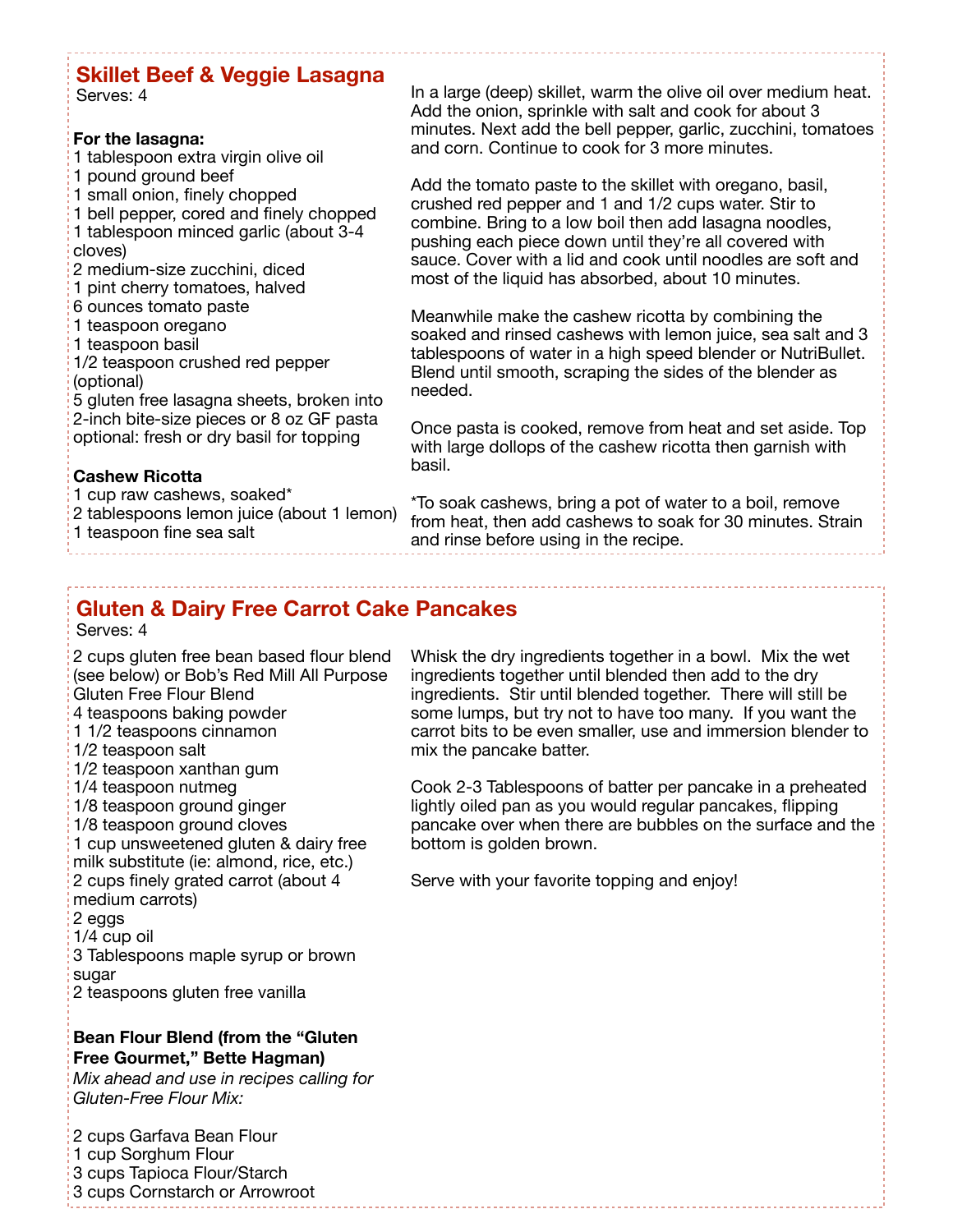## Skillet Beef & Veggie Lasagna

Serves: 4

**For the lasagna:**

1 tablespoon extra virgin olive oil
1 pound ground beef
1 small onion, finely chopped
1 bell pepper, cored and finely chopped
1 tablespoon minced garlic (about 3-4 cloves)
2 medium-size zucchini, diced
1 pint cherry tomatoes, halved
6 ounces tomato paste
1 teaspoon oregano
1 teaspoon basil
1/2 teaspoon crushed red pepper (optional)
5 gluten free lasagna sheets, broken into 2-inch bite-size pieces or 8 oz GF pasta
optional: fresh or dry basil for topping

**Cashew Ricotta**

1 cup raw cashews, soaked*
2 tablespoons lemon juice (about 1 lemon)
1 teaspoon fine sea salt

In a large (deep) skillet, warm the olive oil over medium heat. Add the onion, sprinkle with salt and cook for about 3 minutes. Next add the bell pepper, garlic, zucchini, tomatoes and corn. Continue to cook for 3 more minutes.

Add the tomato paste to the skillet with oregano, basil, crushed red pepper and 1 and 1/2 cups water. Stir to combine. Bring to a low boil then add lasagna noodles, pushing each piece down until they're all covered with sauce. Cover with a lid and cook until noodles are soft and most of the liquid has absorbed, about 10 minutes.

Meanwhile make the cashew ricotta by combining the soaked and rinsed cashews with lemon juice, sea salt and 3 tablespoons of water in a high speed blender or NutriBullet. Blend until smooth, scraping the sides of the blender as needed.

Once pasta is cooked, remove from heat and set aside. Top with large dollops of the cashew ricotta then garnish with basil.

*To soak cashews, bring a pot of water to a boil, remove from heat, then add cashews to soak for 30 minutes. Strain and rinse before using in the recipe.

## Gluten & Dairy Free Carrot Cake Pancakes

Serves: 4

2 cups gluten free bean based flour blend (see below) or Bob's Red Mill All Purpose Gluten Free Flour Blend
4 teaspoons baking powder
1 1/2 teaspoons cinnamon
1/2 teaspoon salt
1/2 teaspoon xanthan gum
1/4 teaspoon nutmeg
1/8 teaspoon ground ginger
1/8 teaspoon ground cloves
1 cup unsweetened gluten & dairy free milk substitute (ie: almond, rice, etc.)
2 cups finely grated carrot (about 4 medium carrots)
2 eggs
1/4 cup oil
3 Tablespoons maple syrup or brown sugar
2 teaspoons gluten free vanilla

**Bean Flour Blend (from the "Gluten Free Gourmet," Bette Hagman)**

*Mix ahead and use in recipes calling for Gluten-Free Flour Mix:*

2 cups Garfava Bean Flour
1 cup Sorghum Flour
3 cups Tapioca Flour/Starch
3 cups Cornstarch or Arrowroot

Whisk the dry ingredients together in a bowl. Mix the wet ingredients together until blended then add to the dry ingredients. Stir until blended together. There will still be some lumps, but try not to have too many. If you want the carrot bits to be even smaller, use and immersion blender to mix the pancake batter.

Cook 2-3 Tablespoons of batter per pancake in a preheated lightly oiled pan as you would regular pancakes, flipping pancake over when there are bubbles on the surface and the bottom is golden brown.

Serve with your favorite topping and enjoy!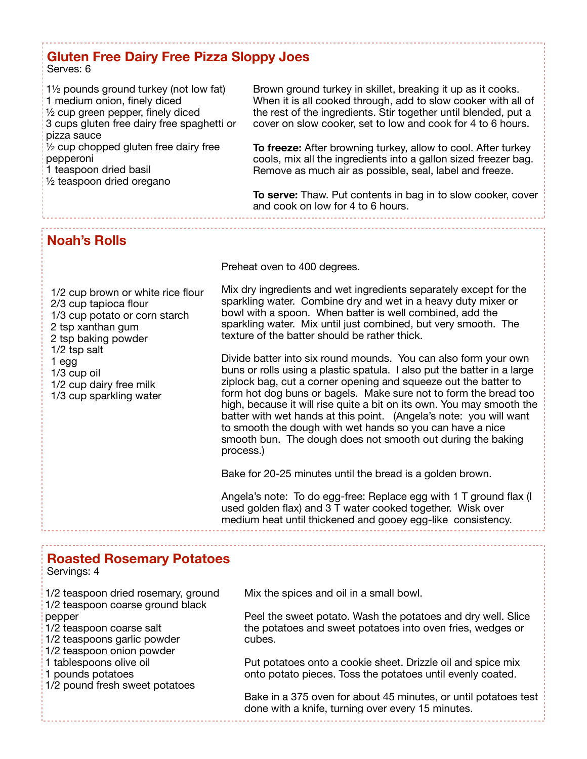## Gluten Free Dairy Free Pizza Sloppy Joes

Serves: 6

1½ pounds ground turkey (not low fat)
1 medium onion, finely diced
½ cup green pepper, finely diced
3 cups gluten free dairy free spaghetti or pizza sauce
½ cup chopped gluten free dairy free pepperoni
1 teaspoon dried basil
½ teaspoon dried oregano

Brown ground turkey in skillet, breaking it up as it cooks. When it is all cooked through, add to slow cooker with all of the rest of the ingredients. Stir together until blended, put a cover on slow cooker, set to low and cook for 4 to 6 hours.

**To freeze:** After browning turkey, allow to cool. After turkey cools, mix all the ingredients into a gallon sized freezer bag. Remove as much air as possible, seal, label and freeze.

**To serve:** Thaw. Put contents in bag in to slow cooker, cover and cook on low for 4 to 6 hours.

## Noah's Rolls

1/2 cup brown or white rice flour
2/3 cup tapioca flour
1/3 cup potato or corn starch
2 tsp xanthan gum
2 tsp baking powder
1/2 tsp salt
1 egg
1/3 cup oil
1/2 cup dairy free milk
1/3 cup sparkling water

Preheat oven to 400 degrees.

Mix dry ingredients and wet ingredients separately except for the sparkling water. Combine dry and wet in a heavy duty mixer or bowl with a spoon. When batter is well combined, add the sparkling water. Mix until just combined, but very smooth. The texture of the batter should be rather thick.

Divide batter into six round mounds. You can also form your own buns or rolls using a plastic spatula. I also put the batter in a large ziplock bag, cut a corner opening and squeeze out the batter to form hot dog buns or bagels. Make sure not to form the bread too high, because it will rise quite a bit on its own. You may smooth the batter with wet hands at this point. (Angela's note: you will want to smooth the dough with wet hands so you can have a nice smooth bun. The dough does not smooth out during the baking process.)

Bake for 20-25 minutes until the bread is a golden brown.

Angela's note: To do egg-free: Replace egg with 1 T ground flax (I used golden flax) and 3 T water cooked together. Wisk over medium heat until thickened and gooey egg-like consistency.

## Roasted Rosemary Potatoes

Servings: 4

1/2 teaspoon dried rosemary, ground
1/2 teaspoon coarse ground black pepper
1/2 teaspoon coarse salt
1/2 teaspoons garlic powder
1/2 teaspoon onion powder
1 tablespoons olive oil
1 pounds potatoes
1/2 pound fresh sweet potatoes

Mix the spices and oil in a small bowl.

Peel the sweet potato. Wash the potatoes and dry well. Slice the potatoes and sweet potatoes into oven fries, wedges or cubes.

Put potatoes onto a cookie sheet. Drizzle oil and spice mix onto potato pieces. Toss the potatoes until evenly coated.

Bake in a 375 oven for about 45 minutes, or until potatoes test done with a knife, turning over every 15 minutes.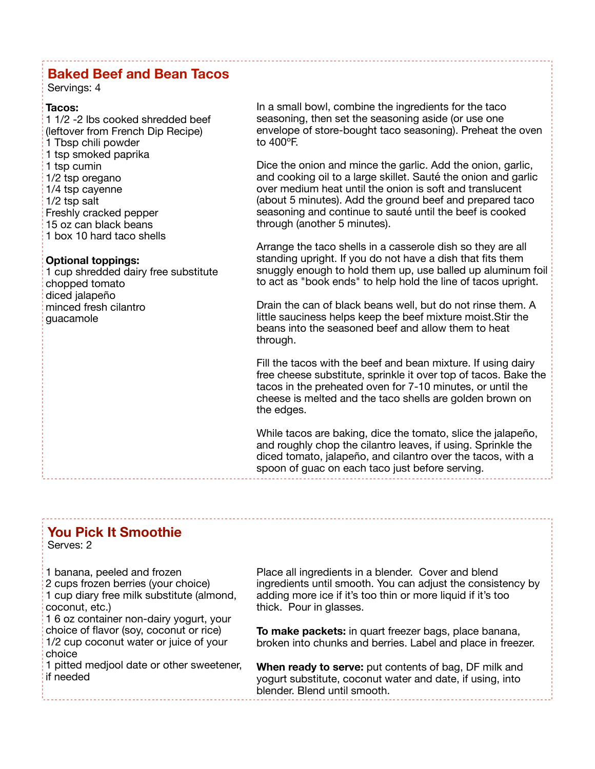## Baked Beef and Bean Tacos

Servings: 4

**Tacos:**
1 1/2 -2 lbs cooked shredded beef (leftover from French Dip Recipe)
1 Tbsp chili powder
1 tsp smoked paprika
1 tsp cumin
1/2 tsp oregano
1/4 tsp cayenne
1/2 tsp salt
Freshly cracked pepper
15 oz can black beans
1 box 10 hard taco shells

**Optional toppings:**
1 cup shredded dairy free substitute
chopped tomato
diced jalapeño
minced fresh cilantro
guacamole

In a small bowl, combine the ingredients for the taco seasoning, then set the seasoning aside (or use one envelope of store-bought taco seasoning). Preheat the oven to 400ºF.

Dice the onion and mince the garlic. Add the onion, garlic, and cooking oil to a large skillet. Sauté the onion and garlic over medium heat until the onion is soft and translucent (about 5 minutes). Add the ground beef and prepared taco seasoning and continue to sauté until the beef is cooked through (another 5 minutes).

Arrange the taco shells in a casserole dish so they are all standing upright. If you do not have a dish that fits them snuggly enough to hold them up, use balled up aluminum foil to act as "book ends" to help hold the line of tacos upright.

Drain the can of black beans well, but do not rinse them. A little sauciness helps keep the beef mixture moist.Stir the beans into the seasoned beef and allow them to heat through.

Fill the tacos with the beef and bean mixture. If using dairy free cheese substitute, sprinkle it over top of tacos. Bake the tacos in the preheated oven for 7-10 minutes, or until the cheese is melted and the taco shells are golden brown on the edges.

While tacos are baking, dice the tomato, slice the jalapeño, and roughly chop the cilantro leaves, if using. Sprinkle the diced tomato, jalapeño, and cilantro over the tacos, with a spoon of guac on each taco just before serving.

## You Pick It Smoothie

Serves: 2

1 banana, peeled and frozen
2 cups frozen berries (your choice)
1 cup diary free milk substitute (almond, coconut, etc.)
1 6 oz container non-dairy yogurt, your choice of flavor (soy, coconut or rice)
1/2 cup coconut water or juice of your choice
1 pitted medjool date or other sweetener, if needed

Place all ingredients in a blender. Cover and blend ingredients until smooth. You can adjust the consistency by adding more ice if it's too thin or more liquid if it's too thick. Pour in glasses.

**To make packets:** in quart freezer bags, place banana, broken into chunks and berries. Label and place in freezer.

**When ready to serve:** put contents of bag, DF milk and yogurt substitute, coconut water and date, if using, into blender. Blend until smooth.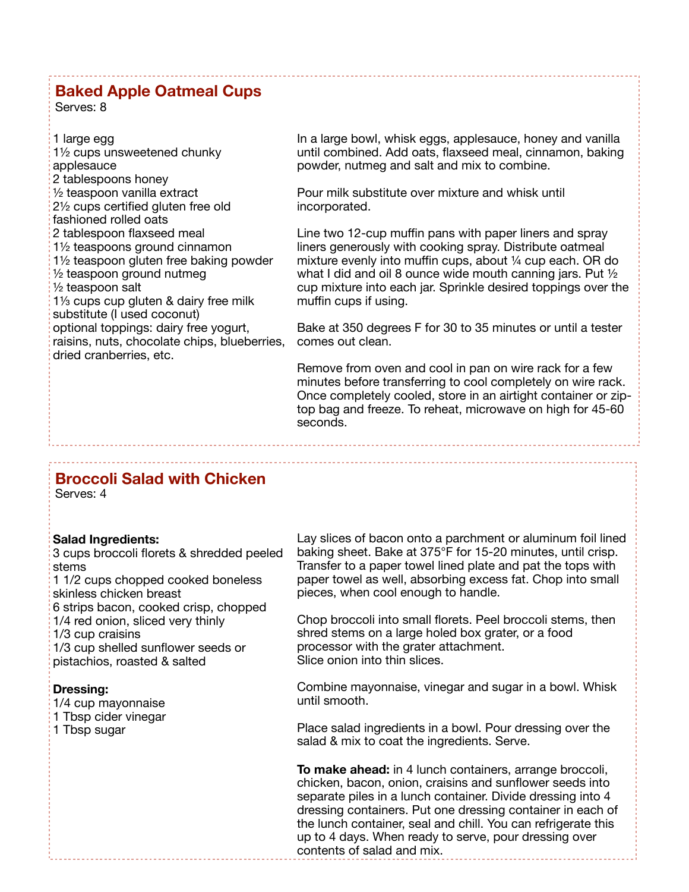## Baked Apple Oatmeal Cups

Serves: 8

- 1 large egg
- 1½ cups unsweetened chunky applesauce
- 2 tablespoons honey
- ½ teaspoon vanilla extract
- 2½ cups certified gluten free old fashioned rolled oats
- 2 tablespoon flaxseed meal
- 1½ teaspoons ground cinnamon
- 1½ teaspoon gluten free baking powder
- ½ teaspoon ground nutmeg
- ½ teaspoon salt
- 1⅓ cups cup gluten & dairy free milk substitute (I used coconut)
- optional toppings: dairy free yogurt, raisins, nuts, chocolate chips, blueberries, dried cranberries, etc.

In a large bowl, whisk eggs, applesauce, honey and vanilla until combined. Add oats, flaxseed meal, cinnamon, baking powder, nutmeg and salt and mix to combine.

Pour milk substitute over mixture and whisk until incorporated.

Line two 12-cup muffin pans with paper liners and spray liners generously with cooking spray. Distribute oatmeal mixture evenly into muffin cups, about ¼ cup each. OR do what I did and oil 8 ounce wide mouth canning jars. Put ½ cup mixture into each jar. Sprinkle desired toppings over the muffin cups if using.

Bake at 350 degrees F for 30 to 35 minutes or until a tester comes out clean.

Remove from oven and cool in pan on wire rack for a few minutes before transferring to cool completely on wire rack. Once completely cooled, store in an airtight container or zip-top bag and freeze. To reheat, microwave on high for 45-60 seconds.

## Broccoli Salad with Chicken

Serves: 4

**Salad Ingredients:**

- 3 cups broccoli florets & shredded peeled stems
- 1 1/2 cups chopped cooked boneless skinless chicken breast
- 6 strips bacon, cooked crisp, chopped
- 1/4 red onion, sliced very thinly
- 1/3 cup craisins
- 1/3 cup shelled sunflower seeds or pistachios, roasted & salted

**Dressing:**

- 1/4 cup mayonnaise
- 1 Tbsp cider vinegar
- 1 Tbsp sugar

Lay slices of bacon onto a parchment or aluminum foil lined baking sheet. Bake at 375°F for 15-20 minutes, until crisp. Transfer to a paper towel lined plate and pat the tops with paper towel as well, absorbing excess fat. Chop into small pieces, when cool enough to handle.

Chop broccoli into small florets. Peel broccoli stems, then shred stems on a large holed box grater, or a food processor with the grater attachment.
Slice onion into thin slices.

Combine mayonnaise, vinegar and sugar in a bowl. Whisk until smooth.

Place salad ingredients in a bowl. Pour dressing over the salad & mix to coat the ingredients. Serve.

**To make ahead:** in 4 lunch containers, arrange broccoli, chicken, bacon, onion, craisins and sunflower seeds into separate piles in a lunch container. Divide dressing into 4 dressing containers. Put one dressing container in each of the lunch container, seal and chill. You can refrigerate this up to 4 days. When ready to serve, pour dressing over contents of salad and mix.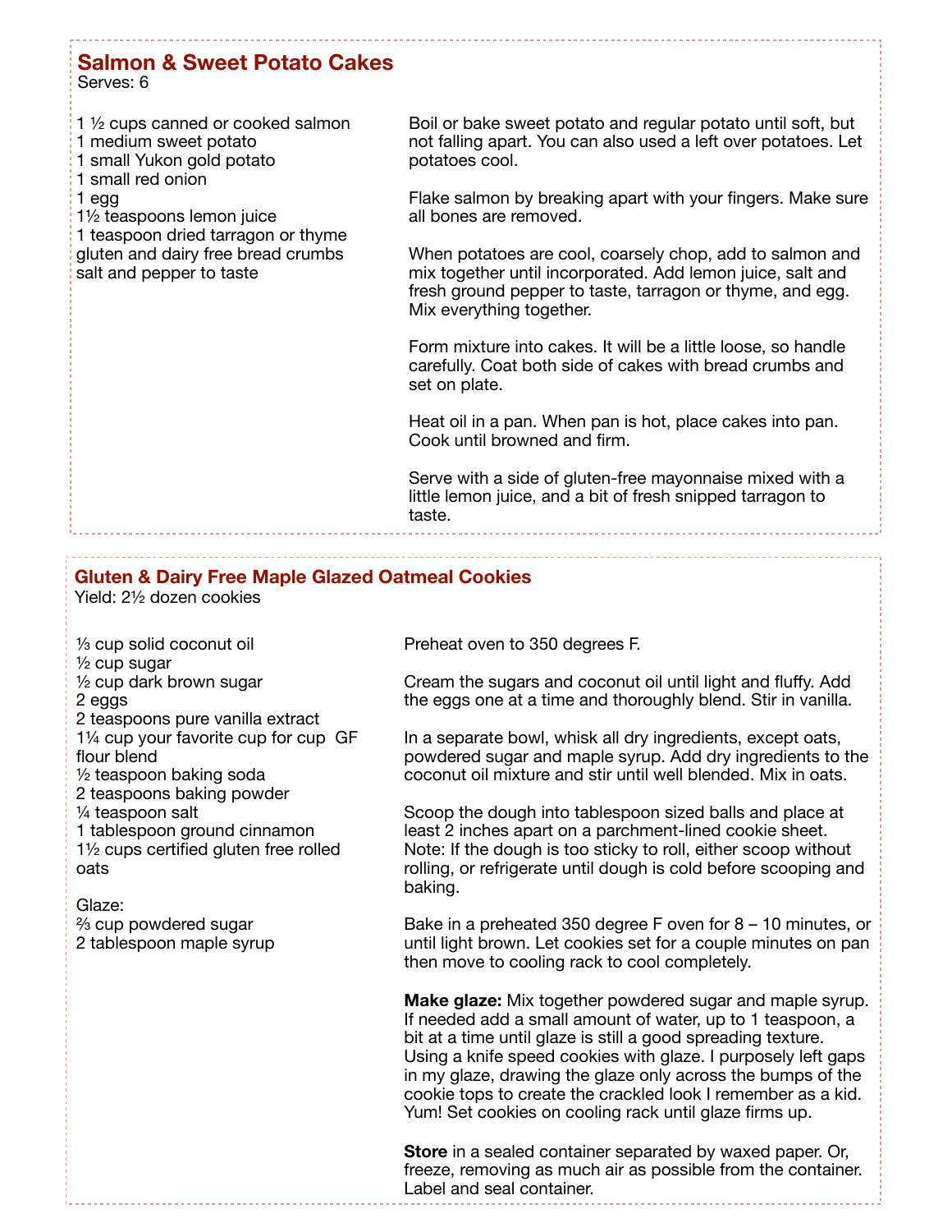## Salmon & Sweet Potato Cakes

Serves: 6

1 ½ cups canned or cooked salmon
1 medium sweet potato
1 small Yukon gold potato
1 small red onion
1 egg
1½ teaspoons lemon juice
1 teaspoon dried tarragon or thyme
gluten and dairy free bread crumbs
salt and pepper to taste

Boil or bake sweet potato and regular potato until soft, but not falling apart. You can also used a left over potatoes. Let potatoes cool.

Flake salmon by breaking apart with your fingers. Make sure all bones are removed.

When potatoes are cool, coarsely chop, add to salmon and mix together until incorporated. Add lemon juice, salt and fresh ground pepper to taste, tarragon or thyme, and egg. Mix everything together.

Form mixture into cakes. It will be a little loose, so handle carefully. Coat both side of cakes with bread crumbs and set on plate.

Heat oil in a pan. When pan is hot, place cakes into pan. Cook until browned and firm.

Serve with a side of gluten-free mayonnaise mixed with a little lemon juice, and a bit of fresh snipped tarragon to taste.

## Gluten & Dairy Free Maple Glazed Oatmeal Cookies

Yield: 2½ dozen cookies

⅓ cup solid coconut oil
½ cup sugar
½ cup dark brown sugar
2 eggs
2 teaspoons pure vanilla extract
1¼ cup your favorite cup for cup GF flour blend
½ teaspoon baking soda
2 teaspoons baking powder
¼ teaspoon salt
1 tablespoon ground cinnamon
1½ cups certified gluten free rolled oats

Glaze:
⅔ cup powdered sugar
2 tablespoon maple syrup

Preheat oven to 350 degrees F.

Cream the sugars and coconut oil until light and fluffy. Add the eggs one at a time and thoroughly blend. Stir in vanilla.

In a separate bowl, whisk all dry ingredients, except oats, powdered sugar and maple syrup. Add dry ingredients to the coconut oil mixture and stir until well blended. Mix in oats.

Scoop the dough into tablespoon sized balls and place at least 2 inches apart on a parchment-lined cookie sheet. Note: If the dough is too sticky to roll, either scoop without rolling, or refrigerate until dough is cold before scooping and baking.

Bake in a preheated 350 degree F oven for 8 – 10 minutes, or until light brown. Let cookies set for a couple minutes on pan then move to cooling rack to cool completely.

**Make glaze:** Mix together powdered sugar and maple syrup. If needed add a small amount of water, up to 1 teaspoon, a bit at a time until glaze is still a good spreading texture. Using a knife speed cookies with glaze. I purposely left gaps in my glaze, drawing the glaze only across the bumps of the cookie tops to create the crackled look I remember as a kid. Yum! Set cookies on cooling rack until glaze firms up.

**Store** in a sealed container separated by waxed paper. Or, freeze, removing as much air as possible from the container. Label and seal container.